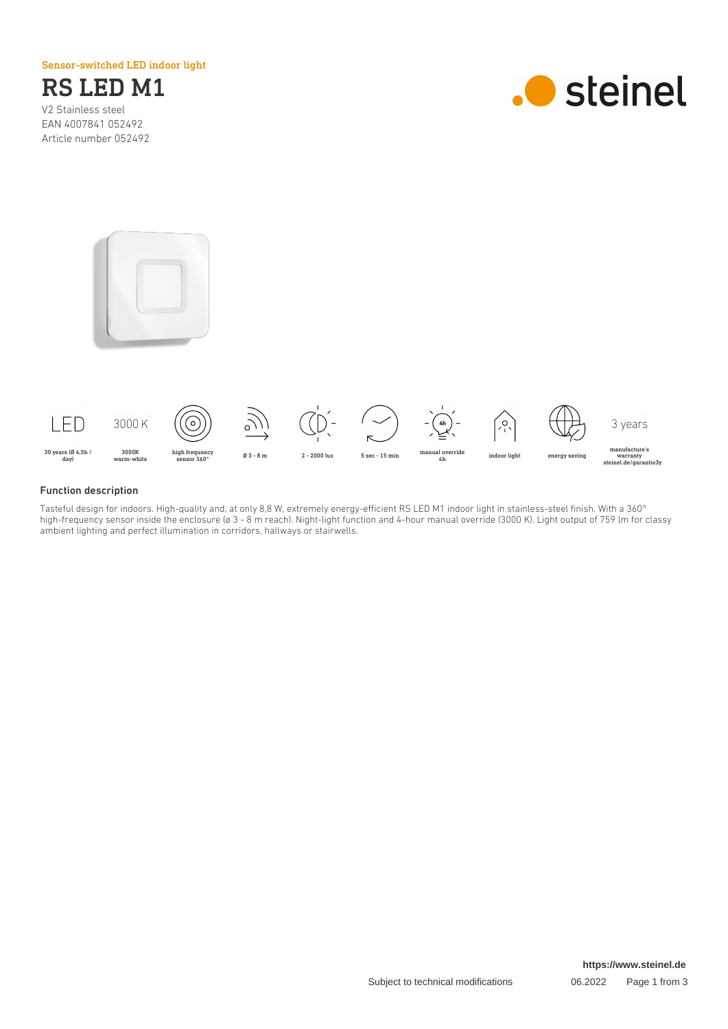Sensor-switched LED indoor light

# RS LED M1

V2 Stainless steel
EAN 4007841 052492
Article number 052492

| LED | 3000 K | | | | | | | | 3 years |
|---|---|---|---|---|---|---|---|---|---|
| 30 years (Ø 4,5h / day) | 3000K warm-white | high frequency sensor 360° | Ø 3 - 8 m | 2 - 2000 lux | 5 sec - 15 min | manual override 4h | indoor light | energy saving | manufacture's warranty steinel.de/garantie3y |

## Function description

Tasteful design for indoors. High-quality and, at only 8,8 W, extremely energy-efficient RS LED M1 indoor light in stainless-steel finish. With a 360° high-frequency sensor inside the enclosure (ø 3 - 8 m reach). Night-light function and 4-hour manual override (3000 K). Light output of 759 lm for classy ambient lighting and perfect illumination in corridors, hallways or stairwells.

https://www.steinel.de

Subject to technical modifications 06.2022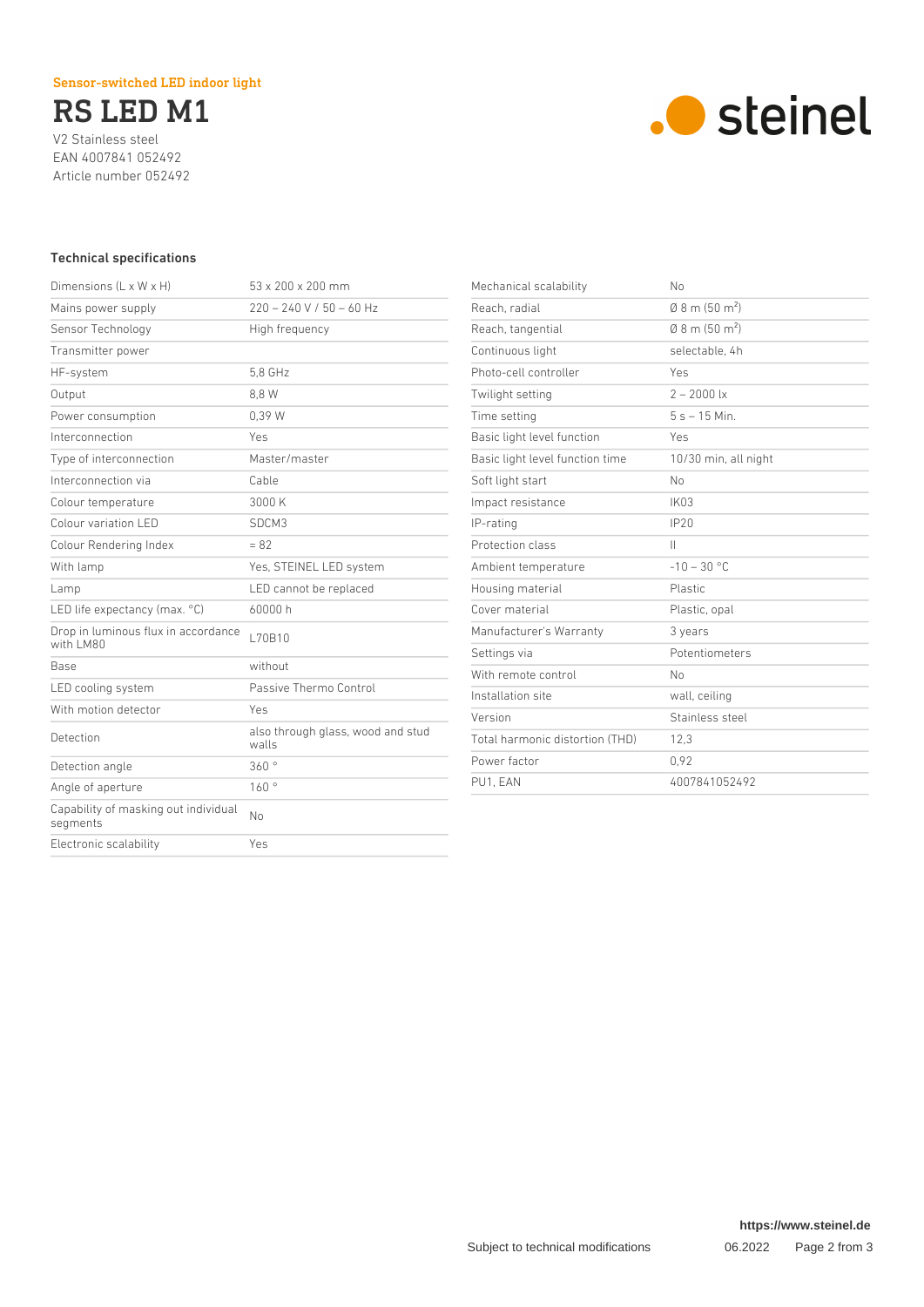Sensor-switched LED indoor light

# RS LED M1

V2 Stainless steel
EAN 4007841 052492
Article number 052492

steinel

## Technical specifications

| | |
|---|---|
| Dimensions (L x W x H) | 53 x 200 x 200 mm |
| Mains power supply | 220 – 240 V / 50 – 60 Hz |
| Sensor Technology | High frequency |
| Transmitter power | |
| HF-system | 5,8 GHz |
| Output | 8,8 W |
| Power consumption | 0,39 W |
| Interconnection | Yes |
| Type of interconnection | Master/master |
| Interconnection via | Cable |
| Colour temperature | 3000 K |
| Colour variation LED | SDCM3 |
| Colour Rendering Index | = 82 |
| With lamp | Yes, STEINEL LED system |
| Lamp | LED cannot be replaced |
| LED life expectancy (max. °C) | 60000 h |
| Drop in luminous flux in accordance with LM80 | L70B10 |
| Base | without |
| LED cooling system | Passive Thermo Control |
| With motion detector | Yes |
| Detection | also through glass, wood and stud walls |
| Detection angle | 360 ° |
| Angle of aperture | 160 ° |
| Capability of masking out individual segments | No |
| Electronic scalability | Yes |
| Mechanical scalability | No |
| Reach, radial | Ø 8 m (50 m²) |
| Reach, tangential | Ø 8 m (50 m²) |
| Continuous light | selectable, 4h |
| Photo-cell controller | Yes |
| Twilight setting | 2 – 2000 lx |
| Time setting | 5 s – 15 Min. |
| Basic light level function | Yes |
| Basic light level function time | 10/30 min, all night |
| Soft light start | No |
| Impact resistance | IK03 |
| IP-rating | IP20 |
| Protection class | II |
| Ambient temperature | -10 – 30 °C |
| Housing material | Plastic |
| Cover material | Plastic, opal |
| Manufacturer's Warranty | 3 years |
| Settings via | Potentiometers |
| With remote control | No |
| Installation site | wall, ceiling |
| Version | Stainless steel |
| Total harmonic distortion (THD) | 12,3 |
| Power factor | 0,92 |
| PU1, EAN | 4007841052492 |

https://www.steinel.de

Subject to technical modifications 06.2022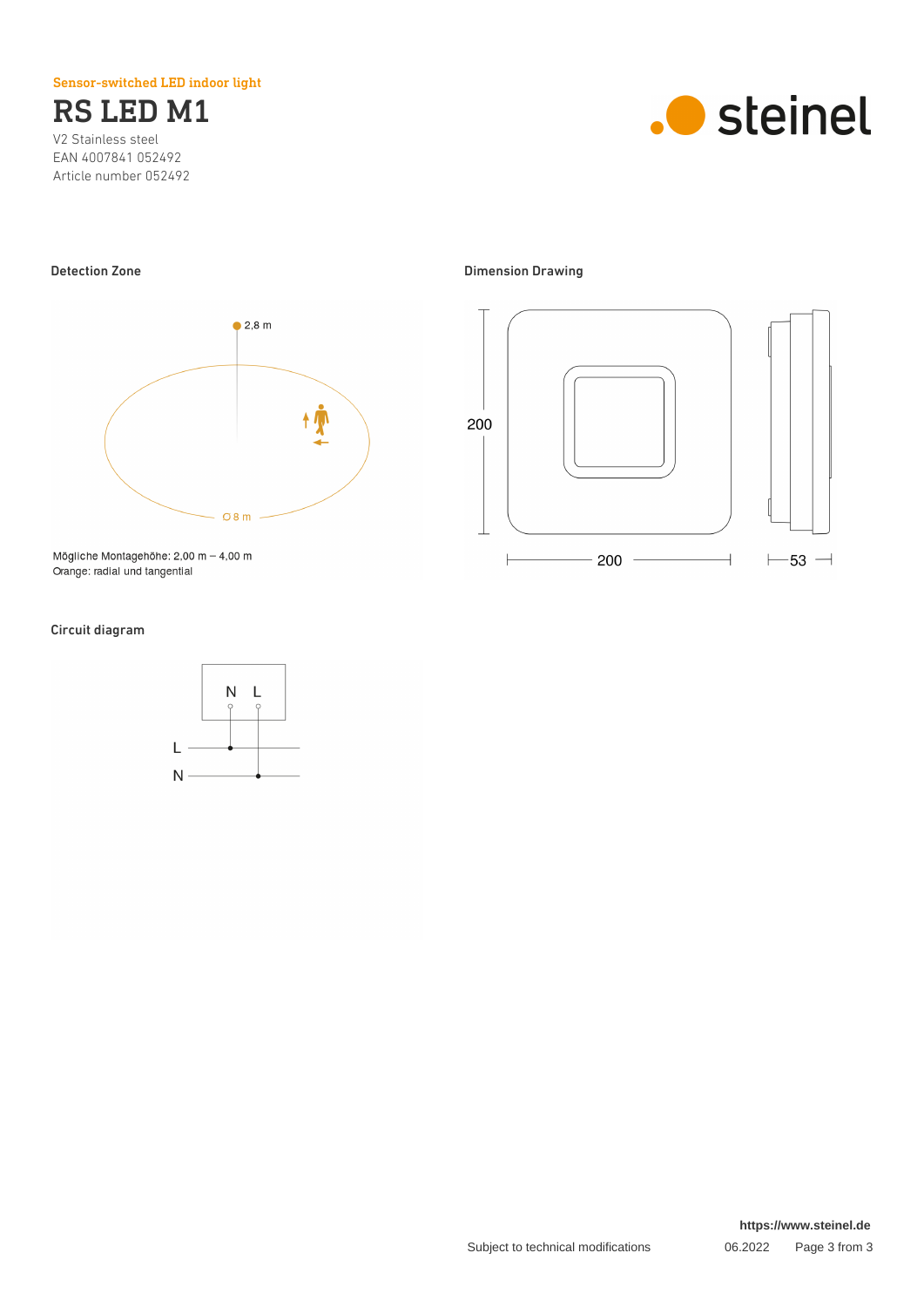Sensor-switched LED indoor light

# RS LED M1

V2 Stainless steel
EAN 4007841 052492
Article number 052492

## Detection Zone

2,8 m

Ø 8 m

Mögliche Montagehöhe: 2,00 m – 4,00 m
Orange: radial und tangential

## Dimension Drawing

200

200

53

## Circuit diagram

N L

L

N

Subject to technical modifications

06.2022